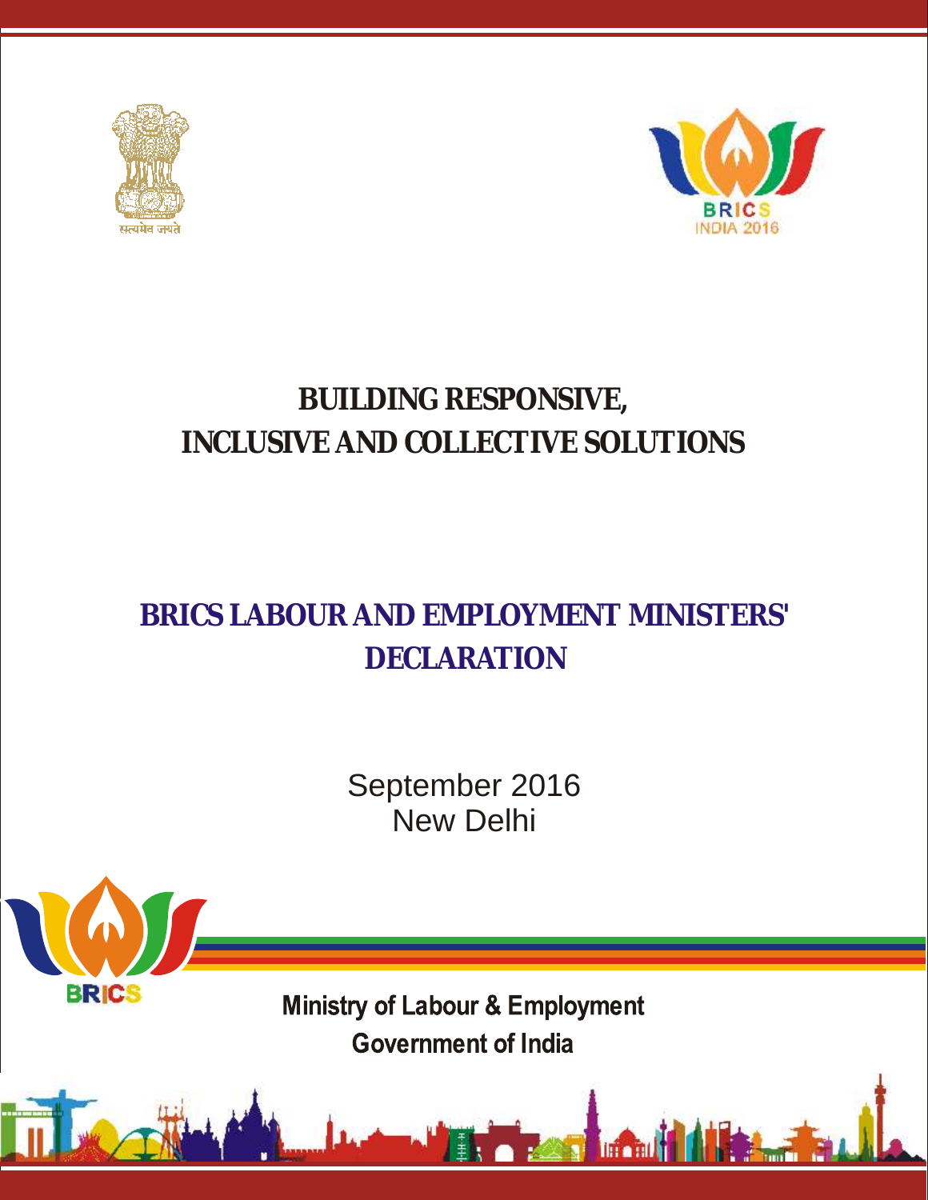# BUILDING RESPONSIVE, INCLUSIVE AND COLLECTIVE SOLUTIONS

## BRICS LABOUR AND EMPLOYMENT MINISTERS' DECLARATION

September 2016

New Delhi

**Ministry of Labour & Employment**

**Government of India**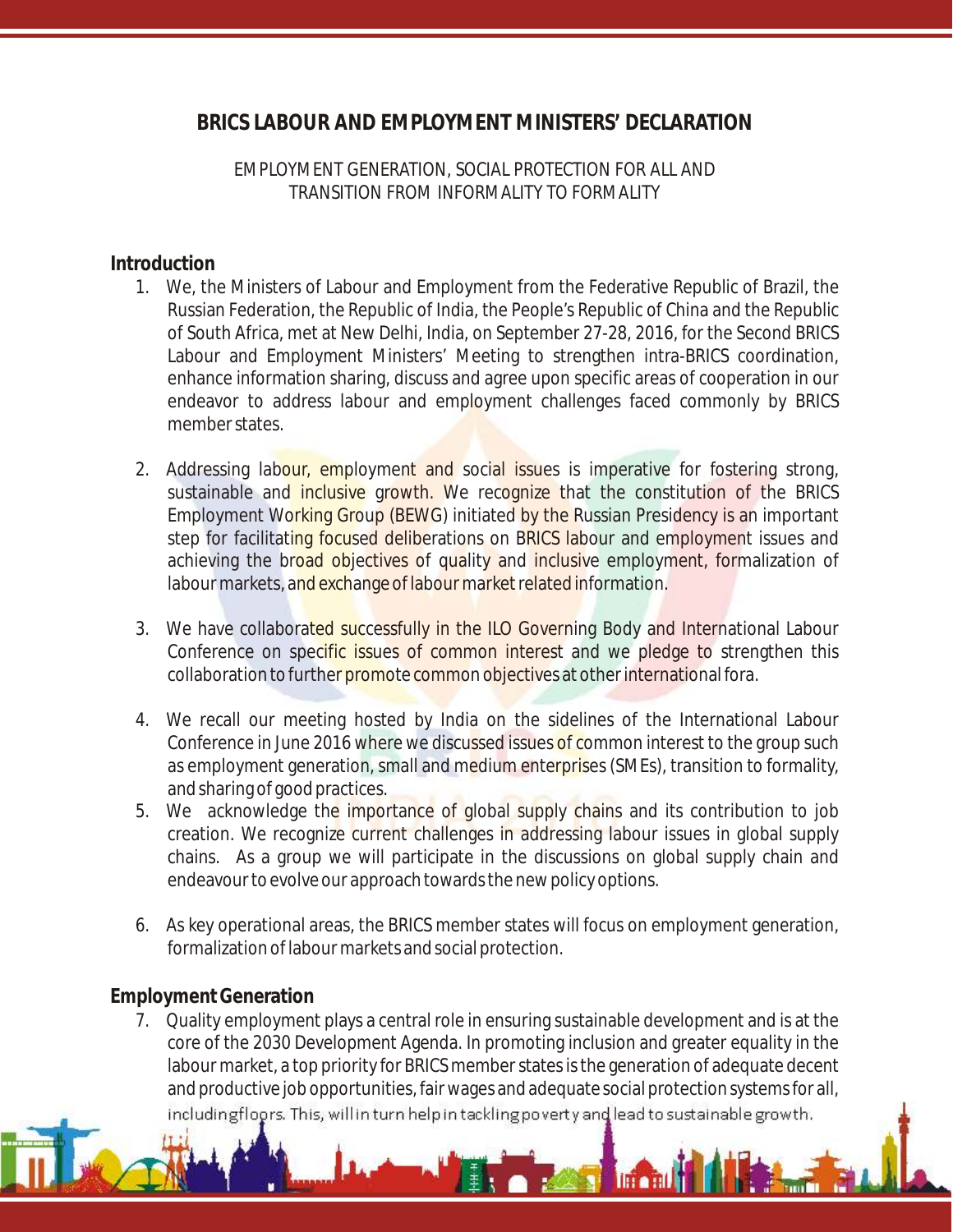# BRICS LABOUR AND EMPLOYMENT MINISTERS' DECLARATION

EMPLOYMENT GENERATION, SOCIAL PROTECTION FOR ALL AND TRANSITION FROM INFORMALITY TO FORMALITY

## Introduction

1. We, the Ministers of Labour and Employment from the Federative Republic of Brazil, the Russian Federation, the Republic of India, the People's Republic of China and the Republic of South Africa, met at New Delhi, India, on September 27-28, 2016, for the Second BRICS Labour and Employment Ministers' Meeting to strengthen intra-BRICS coordination, enhance information sharing, discuss and agree upon specific areas of cooperation in our endeavor to address labour and employment challenges faced commonly by BRICS member states.

2. Addressing labour, employment and social issues is imperative for fostering strong, sustainable and inclusive growth. We recognize that the constitution of the BRICS Employment Working Group (BEWG) initiated by the Russian Presidency is an important step for facilitating focused deliberations on BRICS labour and employment issues and achieving the broad objectives of quality and inclusive employment, formalization of labour markets, and exchange of labour market related information.

3. We have collaborated successfully in the ILO Governing Body and International Labour Conference on specific issues of common interest and we pledge to strengthen this collaboration to further promote common objectives at other international fora.

4. We recall our meeting hosted by India on the sidelines of the International Labour Conference in June 2016 where we discussed issues of common interest to the group such as employment generation, small and medium enterprises (SMEs), transition to formality, and sharing of good practices.

5. We acknowledge the importance of global supply chains and its contribution to job creation. We recognize current challenges in addressing labour issues in global supply chains. As a group we will participate in the discussions on global supply chain and endeavour to evolve our approach towards the new policy options.

6. As key operational areas, the BRICS member states will focus on employment generation, formalization of labour markets and social protection.

## Employment Generation

7. Quality employment plays a central role in ensuring sustainable development and is at the core of the 2030 Development Agenda. In promoting inclusion and greater equality in the labour market, a top priority for BRICS member states is the generation of adequate decent and productive job opportunities, fair wages and adequate social protection systems for all, including floors. This, will in turn help in tackling poverty and lead to sustainable growth.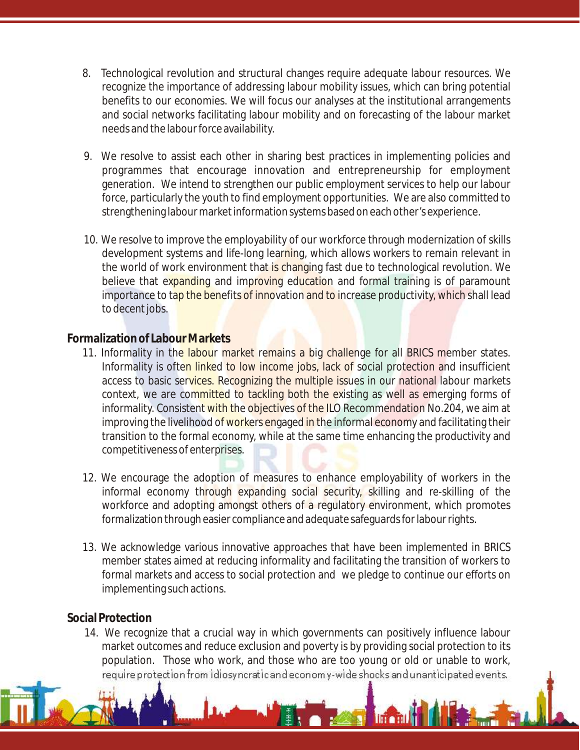8. Technological revolution and structural changes require adequate labour resources. We recognize the importance of addressing labour mobility issues, which can bring potential benefits to our economies. We will focus our analyses at the institutional arrangements and social networks facilitating labour mobility and on forecasting of the labour market needs and the labour force availability.

9. We resolve to assist each other in sharing best practices in implementing policies and programmes that encourage innovation and entrepreneurship for employment generation. We intend to strengthen our public employment services to help our labour force, particularly the youth to find employment opportunities. We are also committed to strengthening labour market information systems based on each other's experience.

10. We resolve to improve the employability of our workforce through modernization of skills development systems and life-long learning, which allows workers to remain relevant in the world of work environment that is changing fast due to technological revolution. We believe that expanding and improving education and formal training is of paramount importance to tap the benefits of innovation and to increase productivity, which shall lead to decent jobs.

**Formalization of Labour Markets**

11. Informality in the labour market remains a big challenge for all BRICS member states. Informality is often linked to low income jobs, lack of social protection and insufficient access to basic services. Recognizing the multiple issues in our national labour markets context, we are committed to tackling both the existing as well as emerging forms of informality. Consistent with the objectives of the ILO Recommendation No.204, we aim at improving the livelihood of workers engaged in the informal economy and facilitating their transition to the formal economy, while at the same time enhancing the productivity and competitiveness of enterprises.

12. We encourage the adoption of measures to enhance employability of workers in the informal economy through expanding social security, skilling and re-skilling of the workforce and adopting amongst others of a regulatory environment, which promotes formalization through easier compliance and adequate safeguards for labour rights.

13. We acknowledge various innovative approaches that have been implemented in BRICS member states aimed at reducing informality and facilitating the transition of workers to formal markets and access to social protection and we pledge to continue our efforts on implementing such actions.

**Social Protection**

14. We recognize that a crucial way in which governments can positively influence labour market outcomes and reduce exclusion and poverty is by providing social protection to its population. Those who work, and those who are too young or old or unable to work, require protection from idiosyncratic and economy-wide shocks and unanticipated events.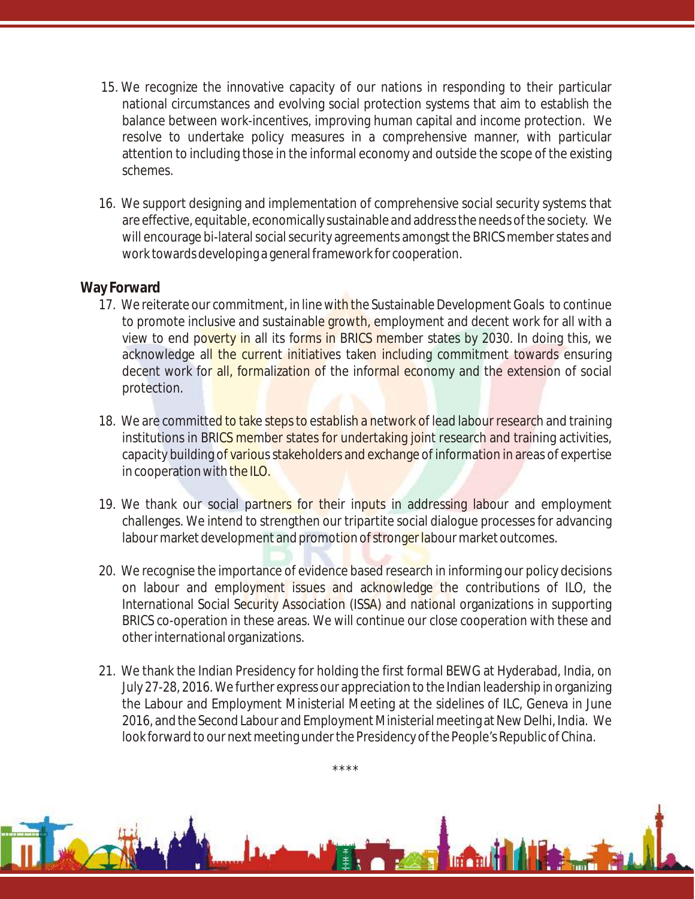15. We recognize the innovative capacity of our nations in responding to their particular national circumstances and evolving social protection systems that aim to establish the balance between work-incentives, improving human capital and income protection. We resolve to undertake policy measures in a comprehensive manner, with particular attention to including those in the informal economy and outside the scope of the existing schemes.

16. We support designing and implementation of comprehensive social security systems that are effective, equitable, economically sustainable and address the needs of the society. We will encourage bi-lateral social security agreements amongst the BRICS member states and work towards developing a general framework for cooperation.

**Way Forward**

17. We reiterate our commitment, in line with the Sustainable Development Goals to continue to promote inclusive and sustainable growth, employment and decent work for all with a view to end poverty in all its forms in BRICS member states by 2030. In doing this, we acknowledge all the current initiatives taken including commitment towards ensuring decent work for all, formalization of the informal economy and the extension of social protection.

18. We are committed to take steps to establish a network of lead labour research and training institutions in BRICS member states for undertaking joint research and training activities, capacity building of various stakeholders and exchange of information in areas of expertise in cooperation with the ILO.

19. We thank our social partners for their inputs in addressing labour and employment challenges. We intend to strengthen our tripartite social dialogue processes for advancing labour market development and promotion of stronger labour market outcomes.

20. We recognise the importance of evidence based research in informing our policy decisions on labour and employment issues and acknowledge the contributions of ILO, the International Social Security Association (ISSA) and national organizations in supporting BRICS co-operation in these areas. We will continue our close cooperation with these and other international organizations.

21. We thank the Indian Presidency for holding the first formal BEWG at Hyderabad, India, on July 27-28, 2016. We further express our appreciation to the Indian leadership in organizing the Labour and Employment Ministerial Meeting at the sidelines of ILC, Geneva in June 2016, and the Second Labour and Employment Ministerial meeting at New Delhi, India. We look forward to our next meeting under the Presidency of the People's Republic of China.

****